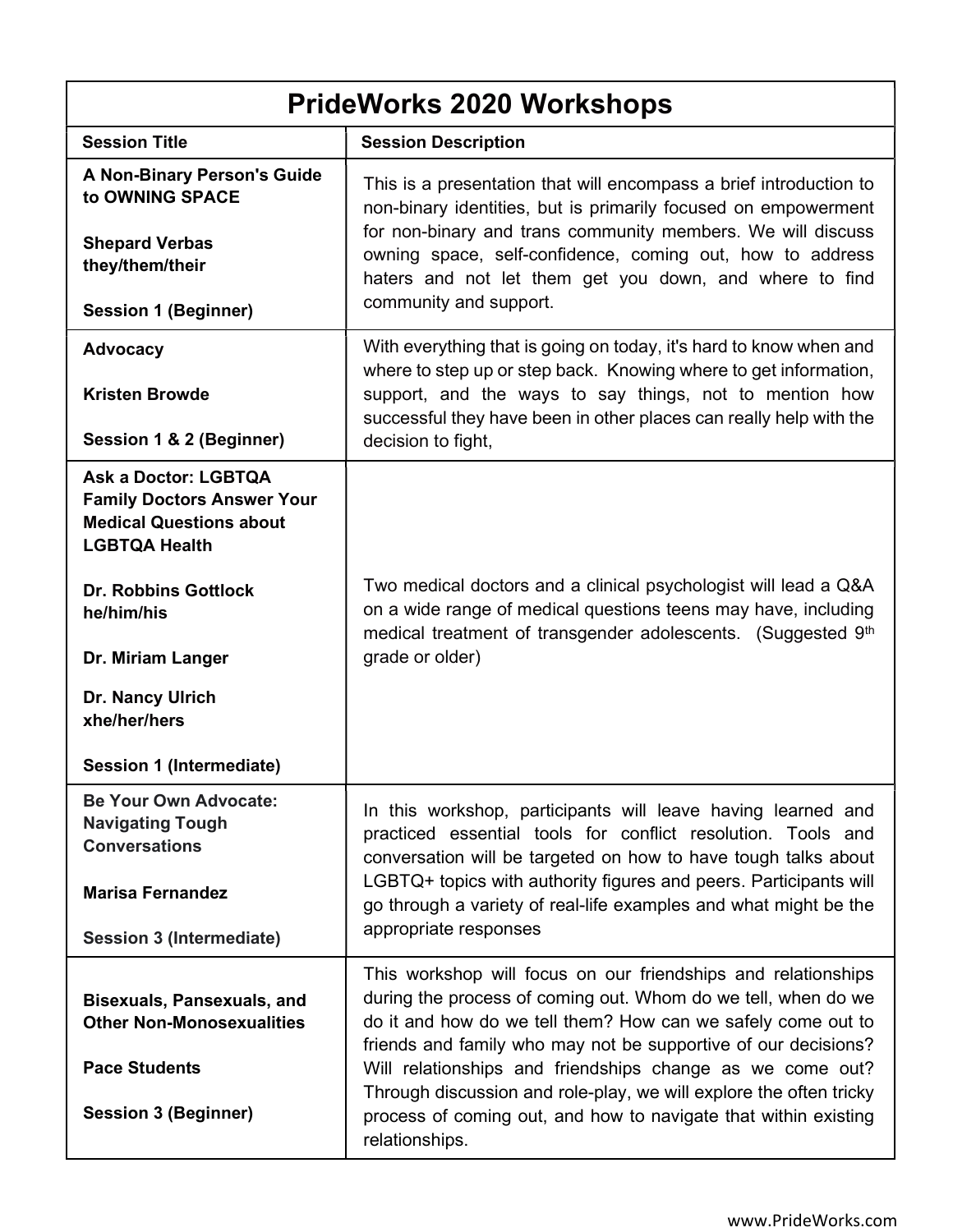# PrideWorks 2020 Workshops

| Session Title | Session Description |
|---|---|
| **A Non-Binary Person's Guide to OWNING SPACE**<br><br>**Shepard Verbas they/them/their**<br><br>**Session 1 (Beginner)** | This is a presentation that will encompass a brief introduction to non-binary identities, but is primarily focused on empowerment for non-binary and trans community members. We will discuss owning space, self-confidence, coming out, how to address haters and not let them get you down, and where to find community and support. |
| **Advocacy**<br><br>**Kristen Browde**<br><br>**Session 1 & 2 (Beginner)** | With everything that is going on today, it's hard to know when and where to step up or step back. Knowing where to get information, support, and the ways to say things, not to mention how successful they have been in other places can really help with the decision to fight, |
| **Ask a Doctor: LGBTQA Family Doctors Answer Your Medical Questions about LGBTQA Health**<br><br>**Dr. Robbins Gottlock he/him/his**<br><br>**Dr. Miriam Langer**<br><br>**Dr. Nancy Ulrich xhe/her/hers**<br><br>**Session 1 (Intermediate)** | Two medical doctors and a clinical psychologist will lead a Q&A on a wide range of medical questions teens may have, including medical treatment of transgender adolescents. (Suggested 9th grade or older) |
| **Be Your Own Advocate: Navigating Tough Conversations**<br><br>**Marisa Fernandez**<br><br>**Session 3 (Intermediate)** | In this workshop, participants will leave having learned and practiced essential tools for conflict resolution. Tools and conversation will be targeted on how to have tough talks about LGBTQ+ topics with authority figures and peers. Participants will go through a variety of real-life examples and what might be the appropriate responses |
| **Bisexuals, Pansexuals, and Other Non-Monosexualities**<br><br>**Pace Students**<br><br>**Session 3 (Beginner)** | This workshop will focus on our friendships and relationships during the process of coming out. Whom do we tell, when do we do it and how do we tell them? How can we safely come out to friends and family who may not be supportive of our decisions? Will relationships and friendships change as we come out? Through discussion and role-play, we will explore the often tricky process of coming out, and how to navigate that within existing relationships. |

www.PrideWorks.com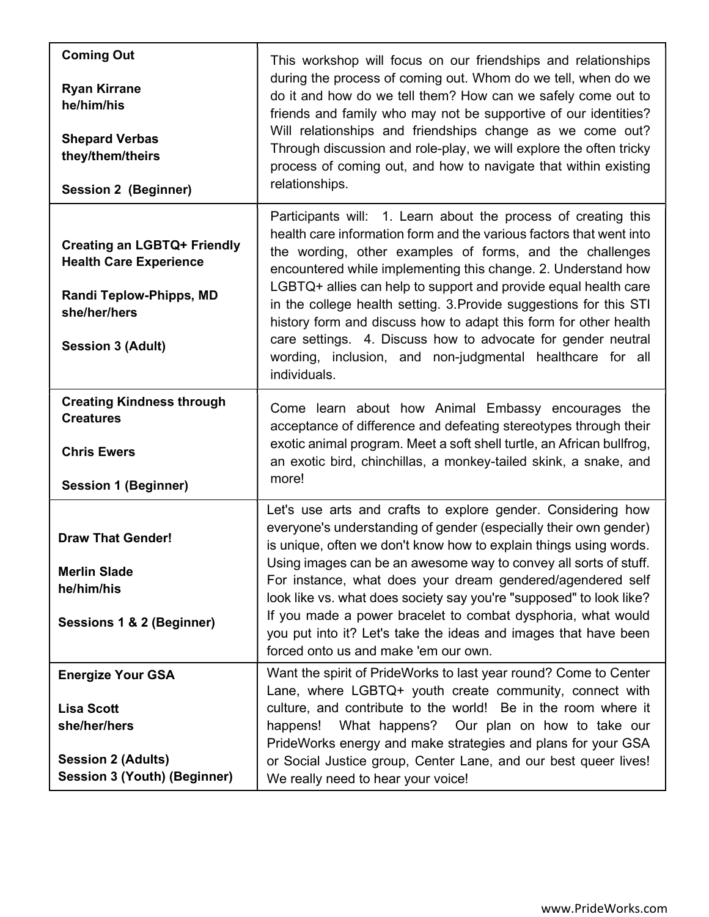| | |
|---|---|
| **Coming Out**<br><br>**Ryan Kirrane**<br>**he/him/his**<br><br>**Shepard Verbas**<br>**they/them/theirs**<br><br>**Session 2 (Beginner)** | This workshop will focus on our friendships and relationships during the process of coming out. Whom do we tell, when do we do it and how do we tell them? How can we safely come out to friends and family who may not be supportive of our identities? Will relationships and friendships change as we come out? Through discussion and role-play, we will explore the often tricky process of coming out, and how to navigate that within existing relationships. |
| **Creating an LGBTQ+ Friendly Health Care Experience**<br><br>**Randi Teplow-Phipps, MD**<br>**she/her/hers**<br><br>**Session 3 (Adult)** | Participants will: 1. Learn about the process of creating this health care information form and the various factors that went into the wording, other examples of forms, and the challenges encountered while implementing this change. 2. Understand how LGBTQ+ allies can help to support and provide equal health care in the college health setting. 3.Provide suggestions for this STI history form and discuss how to adapt this form for other health care settings. 4. Discuss how to advocate for gender neutral wording, inclusion, and non-judgmental healthcare for all individuals. |
| **Creating Kindness through Creatures**<br><br>**Chris Ewers**<br><br>**Session 1 (Beginner)** | Come learn about how Animal Embassy encourages the acceptance of difference and defeating stereotypes through their exotic animal program. Meet a soft shell turtle, an African bullfrog, an exotic bird, chinchillas, a monkey-tailed skink, a snake, and more! |
| **Draw That Gender!**<br><br>**Merlin Slade**<br>**he/him/his**<br><br>**Sessions 1 & 2 (Beginner)** | Let's use arts and crafts to explore gender. Considering how everyone's understanding of gender (especially their own gender) is unique, often we don't know how to explain things using words. Using images can be an awesome way to convey all sorts of stuff. For instance, what does your dream gendered/agendered self look like vs. what does society say you're "supposed" to look like? If you made a power bracelet to combat dysphoria, what would you put into it? Let's take the ideas and images that have been forced onto us and make 'em our own. |
| **Energize Your GSA**<br><br>**Lisa Scott**<br>**she/her/hers**<br><br>**Session 2 (Adults)**<br>**Session 3 (Youth) (Beginner)** | Want the spirit of PrideWorks to last year round? Come to Center Lane, where LGBTQ+ youth create community, connect with culture, and contribute to the world! Be in the room where it happens! What happens? Our plan on how to take our PrideWorks energy and make strategies and plans for your GSA or Social Justice group, Center Lane, and our best queer lives! We really need to hear your voice! |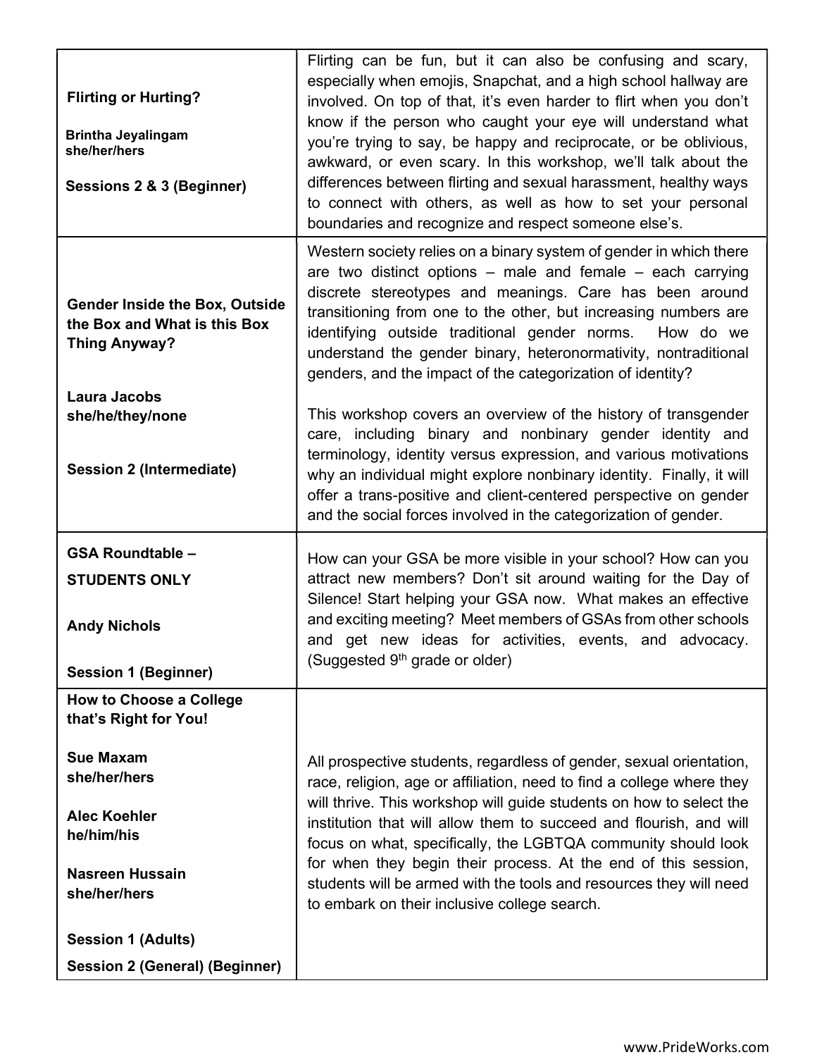| | |
|---|---|
| **Flirting or Hurting?**<br><br>**Brintha Jeyalingam**<br>**she/her/hers**<br><br>**Sessions 2 & 3 (Beginner)** | Flirting can be fun, but it can also be confusing and scary, especially when emojis, Snapchat, and a high school hallway are involved. On top of that, it's even harder to flirt when you don't know if the person who caught your eye will understand what you're trying to say, be happy and reciprocate, or be oblivious, awkward, or even scary. In this workshop, we'll talk about the differences between flirting and sexual harassment, healthy ways to connect with others, as well as how to set your personal boundaries and recognize and respect someone else's. |
| **Gender Inside the Box, Outside the Box and What is this Box Thing Anyway?**<br><br>**Laura Jacobs**<br>**she/he/they/none**<br><br>**Session 2 (Intermediate)** | Western society relies on a binary system of gender in which there are two distinct options – male and female – each carrying discrete stereotypes and meanings. Care has been around transitioning from one to the other, but increasing numbers are identifying outside traditional gender norms. How do we understand the gender binary, heteronormativity, nontraditional genders, and the impact of the categorization of identity?<br><br>This workshop covers an overview of the history of transgender care, including binary and nonbinary gender identity and terminology, identity versus expression, and various motivations why an individual might explore nonbinary identity. Finally, it will offer a trans-positive and client-centered perspective on gender and the social forces involved in the categorization of gender. |
| **GSA Roundtable –**<br>**STUDENTS ONLY**<br><br>**Andy Nichols**<br><br>**Session 1 (Beginner)** | How can your GSA be more visible in your school? How can you attract new members? Don't sit around waiting for the Day of Silence! Start helping your GSA now. What makes an effective and exciting meeting? Meet members of GSAs from other schools and get new ideas for activities, events, and advocacy. (Suggested 9th grade or older) |
| **How to Choose a College that's Right for You!**<br><br>**Sue Maxam**<br>**she/her/hers**<br><br>**Alec Koehler**<br>**he/him/his**<br><br>**Nasreen Hussain**<br>**she/her/hers**<br><br>**Session 1 (Adults)**<br>**Session 2 (General) (Beginner)** | All prospective students, regardless of gender, sexual orientation, race, religion, age or affiliation, need to find a college where they will thrive. This workshop will guide students on how to select the institution that will allow them to succeed and flourish, and will focus on what, specifically, the LGBTQA community should look for when they begin their process. At the end of this session, students will be armed with the tools and resources they will need to embark on their inclusive college search. |

www.PrideWorks.com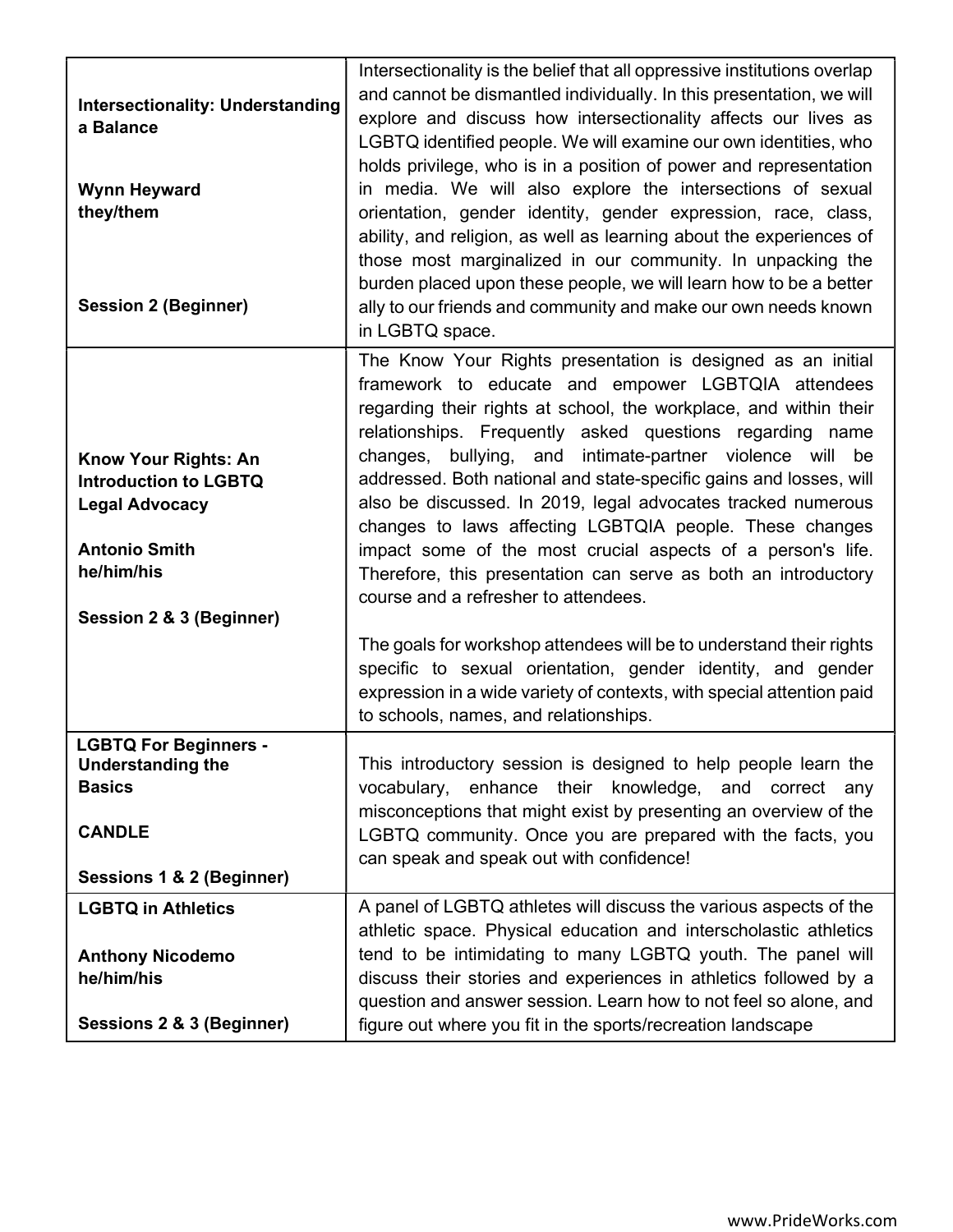| | |
|---|---|
| **Intersectionality: Understanding a Balance**<br><br>**Wynn Heyward**<br>**they/them**<br><br>**Session 2 (Beginner)** | Intersectionality is the belief that all oppressive institutions overlap and cannot be dismantled individually. In this presentation, we will explore and discuss how intersectionality affects our lives as LGBTQ identified people. We will examine our own identities, who holds privilege, who is in a position of power and representation in media. We will also explore the intersections of sexual orientation, gender identity, gender expression, race, class, ability, and religion, as well as learning about the experiences of those most marginalized in our community. In unpacking the burden placed upon these people, we will learn how to be a better ally to our friends and community and make our own needs known in LGBTQ space. |
| **Know Your Rights: An Introduction to LGBTQ Legal Advocacy**<br><br>**Antonio Smith**<br>**he/him/his**<br><br>**Session 2 & 3 (Beginner)** | The Know Your Rights presentation is designed as an initial framework to educate and empower LGBTQIA attendees regarding their rights at school, the workplace, and within their relationships. Frequently asked questions regarding name changes, bullying, and intimate-partner violence will be addressed. Both national and state-specific gains and losses, will also be discussed. In 2019, legal advocates tracked numerous changes to laws affecting LGBTQIA people. These changes impact some of the most crucial aspects of a person's life. Therefore, this presentation can serve as both an introductory course and a refresher to attendees.<br><br>The goals for workshop attendees will be to understand their rights specific to sexual orientation, gender identity, and gender expression in a wide variety of contexts, with special attention paid to schools, names, and relationships. |
| **LGBTQ For Beginners - Understanding the Basics**<br><br>**CANDLE**<br><br>**Sessions 1 & 2 (Beginner)** | This introductory session is designed to help people learn the vocabulary, enhance their knowledge, and correct any misconceptions that might exist by presenting an overview of the LGBTQ community. Once you are prepared with the facts, you can speak and speak out with confidence! |
| **LGBTQ in Athletics**<br><br>**Anthony Nicodemo**<br>**he/him/his**<br><br>**Sessions 2 & 3 (Beginner)** | A panel of LGBTQ athletes will discuss the various aspects of the athletic space. Physical education and interscholastic athletics tend to be intimidating to many LGBTQ youth. The panel will discuss their stories and experiences in athletics followed by a question and answer session. Learn how to not feel so alone, and figure out where you fit in the sports/recreation landscape |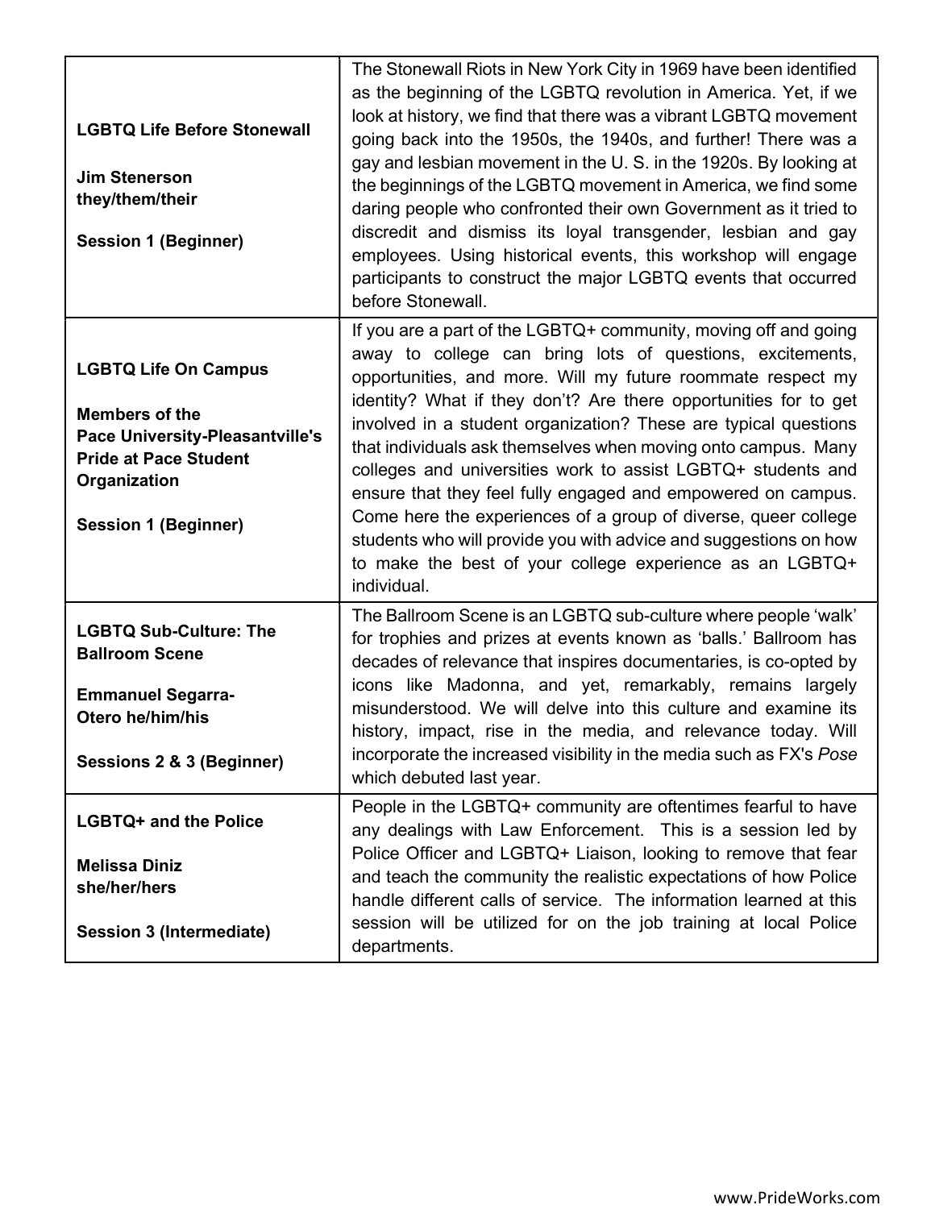| | |
|---|---|
| **LGBTQ Life Before Stonewall**<br><br>**Jim Stenerson**<br>**they/them/their**<br><br>**Session 1 (Beginner)** | The Stonewall Riots in New York City in 1969 have been identified as the beginning of the LGBTQ revolution in America. Yet, if we look at history, we find that there was a vibrant LGBTQ movement going back into the 1950s, the 1940s, and further! There was a gay and lesbian movement in the U. S. in the 1920s. By looking at the beginnings of the LGBTQ movement in America, we find some daring people who confronted their own Government as it tried to discredit and dismiss its loyal transgender, lesbian and gay employees. Using historical events, this workshop will engage participants to construct the major LGBTQ events that occurred before Stonewall. |
| **LGBTQ Life On Campus**<br><br>**Members of the Pace University-Pleasantville's Pride at Pace Student Organization**<br><br>**Session 1 (Beginner)** | If you are a part of the LGBTQ+ community, moving off and going away to college can bring lots of questions, excitements, opportunities, and more. Will my future roommate respect my identity? What if they don't? Are there opportunities for to get involved in a student organization? These are typical questions that individuals ask themselves when moving onto campus. Many colleges and universities work to assist LGBTQ+ students and ensure that they feel fully engaged and empowered on campus. Come here the experiences of a group of diverse, queer college students who will provide you with advice and suggestions on how to make the best of your college experience as an LGBTQ+ individual. |
| **LGBTQ Sub-Culture: The Ballroom Scene**<br><br>**Emmanuel Segarra-Otero he/him/his**<br><br>**Sessions 2 & 3 (Beginner)** | The Ballroom Scene is an LGBTQ sub-culture where people 'walk' for trophies and prizes at events known as 'balls.' Ballroom has decades of relevance that inspires documentaries, is co-opted by icons like Madonna, and yet, remarkably, remains largely misunderstood. We will delve into this culture and examine its history, impact, rise in the media, and relevance today. Will incorporate the increased visibility in the media such as FX's *Pose* which debuted last year. |
| **LGBTQ+ and the Police**<br><br>**Melissa Diniz**<br>**she/her/hers**<br><br>**Session 3 (Intermediate)** | People in the LGBTQ+ community are oftentimes fearful to have any dealings with Law Enforcement. This is a session led by Police Officer and LGBTQ+ Liaison, looking to remove that fear and teach the community the realistic expectations of how Police handle different calls of service. The information learned at this session will be utilized for on the job training at local Police departments. |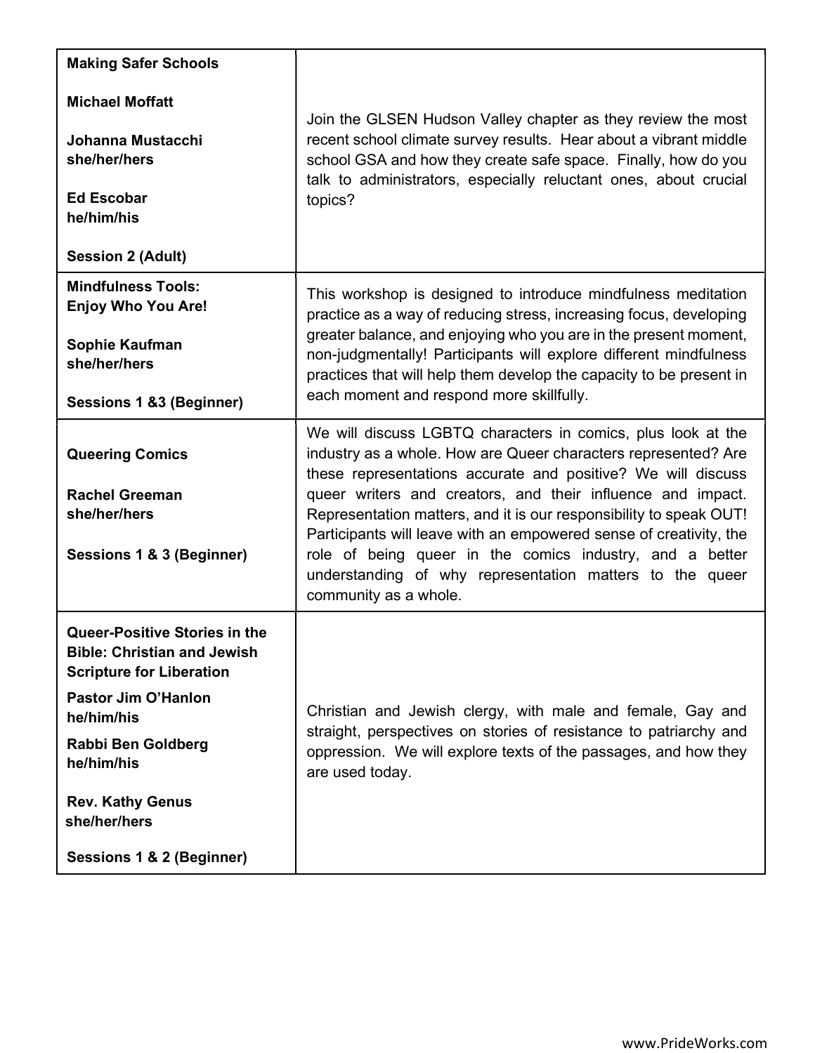| | |
|---|---|
| **Making Safer Schools**<br><br>**Michael Moffatt**<br><br>**Johanna Mustacchi**<br>**she/her/hers**<br><br>**Ed Escobar**<br>**he/him/his**<br><br>**Session 2 (Adult)** | Join the GLSEN Hudson Valley chapter as they review the most recent school climate survey results. Hear about a vibrant middle school GSA and how they create safe space. Finally, how do you talk to administrators, especially reluctant ones, about crucial topics? |
| **Mindfulness Tools:**<br>**Enjoy Who You Are!**<br><br>**Sophie Kaufman**<br>**she/her/hers**<br><br>**Sessions 1 &3 (Beginner)** | This workshop is designed to introduce mindfulness meditation practice as a way of reducing stress, increasing focus, developing greater balance, and enjoying who you are in the present moment, non-judgmentally! Participants will explore different mindfulness practices that will help them develop the capacity to be present in each moment and respond more skillfully. |
| **Queering Comics**<br><br>**Rachel Greeman**<br>**she/her/hers**<br><br>**Sessions 1 & 3 (Beginner)** | We will discuss LGBTQ characters in comics, plus look at the industry as a whole. How are Queer characters represented? Are these representations accurate and positive? We will discuss queer writers and creators, and their influence and impact. Representation matters, and it is our responsibility to speak OUT! Participants will leave with an empowered sense of creativity, the role of being queer in the comics industry, and a better understanding of why representation matters to the queer community as a whole. |
| **Queer-Positive Stories in the Bible: Christian and Jewish Scripture for Liberation**<br><br>**Pastor Jim O'Hanlon**<br>**he/him/his**<br><br>**Rabbi Ben Goldberg**<br>**he/him/his**<br><br>**Rev. Kathy Genus**<br>**she/her/hers**<br><br>**Sessions 1 & 2 (Beginner)** | Christian and Jewish clergy, with male and female, Gay and straight, perspectives on stories of resistance to patriarchy and oppression. We will explore texts of the passages, and how they are used today. |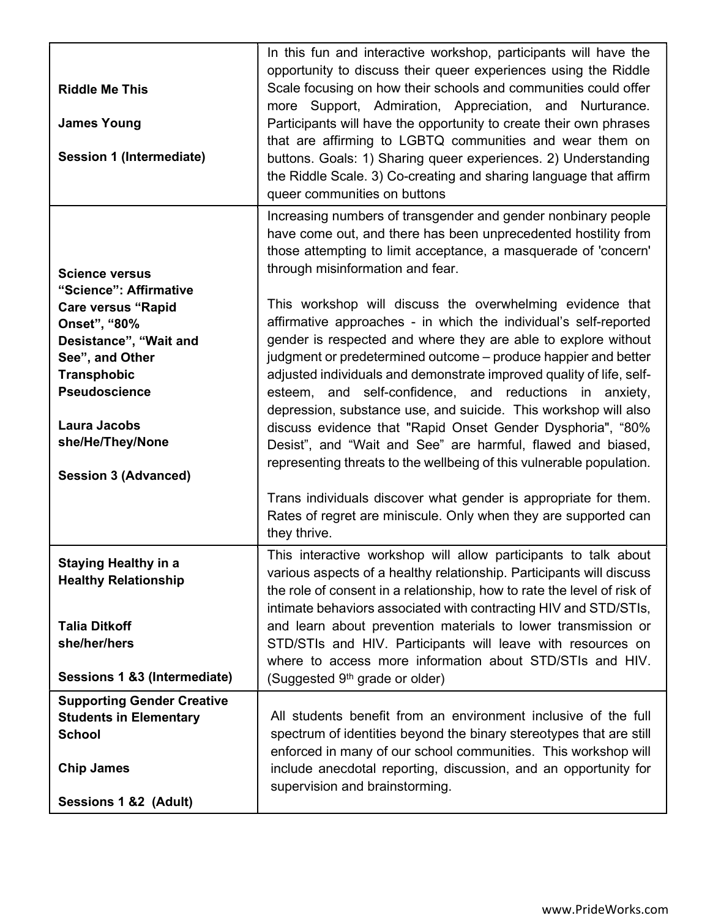| | |
|---|---|
| **Riddle Me This**<br><br>**James Young**<br><br>**Session 1 (Intermediate)** | In this fun and interactive workshop, participants will have the opportunity to discuss their queer experiences using the Riddle Scale focusing on how their schools and communities could offer more Support, Admiration, Appreciation, and Nurturance. Participants will have the opportunity to create their own phrases that are affirming to LGBTQ communities and wear them on buttons. Goals: 1) Sharing queer experiences. 2) Understanding the Riddle Scale. 3) Co-creating and sharing language that affirm queer communities on buttons |
| **Science versus "Science": Affirmative Care versus "Rapid Onset", "80% Desistance", "Wait and See", and Other Transphobic Pseudoscience**<br><br>**Laura Jacobs she/He/They/None**<br><br>**Session 3 (Advanced)** | Increasing numbers of transgender and gender nonbinary people have come out, and there has been unprecedented hostility from those attempting to limit acceptance, a masquerade of 'concern' through misinformation and fear.<br><br>This workshop will discuss the overwhelming evidence that affirmative approaches - in which the individual's self-reported gender is respected and where they are able to explore without judgment or predetermined outcome – produce happier and better adjusted individuals and demonstrate improved quality of life, self-esteem, and self-confidence, and reductions in anxiety, depression, substance use, and suicide. This workshop will also discuss evidence that "Rapid Onset Gender Dysphoria", "80% Desist", and "Wait and See" are harmful, flawed and biased, representing threats to the wellbeing of this vulnerable population.<br><br>Trans individuals discover what gender is appropriate for them. Rates of regret are miniscule. Only when they are supported can they thrive. |
| **Staying Healthy in a Healthy Relationship**<br><br>**Talia Ditkoff she/her/hers**<br><br>**Sessions 1 &3 (Intermediate)** | This interactive workshop will allow participants to talk about various aspects of a healthy relationship. Participants will discuss the role of consent in a relationship, how to rate the level of risk of intimate behaviors associated with contracting HIV and STD/STIs, and learn about prevention materials to lower transmission or STD/STIs and HIV. Participants will leave with resources on where to access more information about STD/STIs and HIV. (Suggested 9th grade or older) |
| **Supporting Gender Creative Students in Elementary School**<br><br>**Chip James**<br><br>**Sessions 1 &2 (Adult)** | All students benefit from an environment inclusive of the full spectrum of identities beyond the binary stereotypes that are still enforced in many of our school communities. This workshop will include anecdotal reporting, discussion, and an opportunity for supervision and brainstorming. |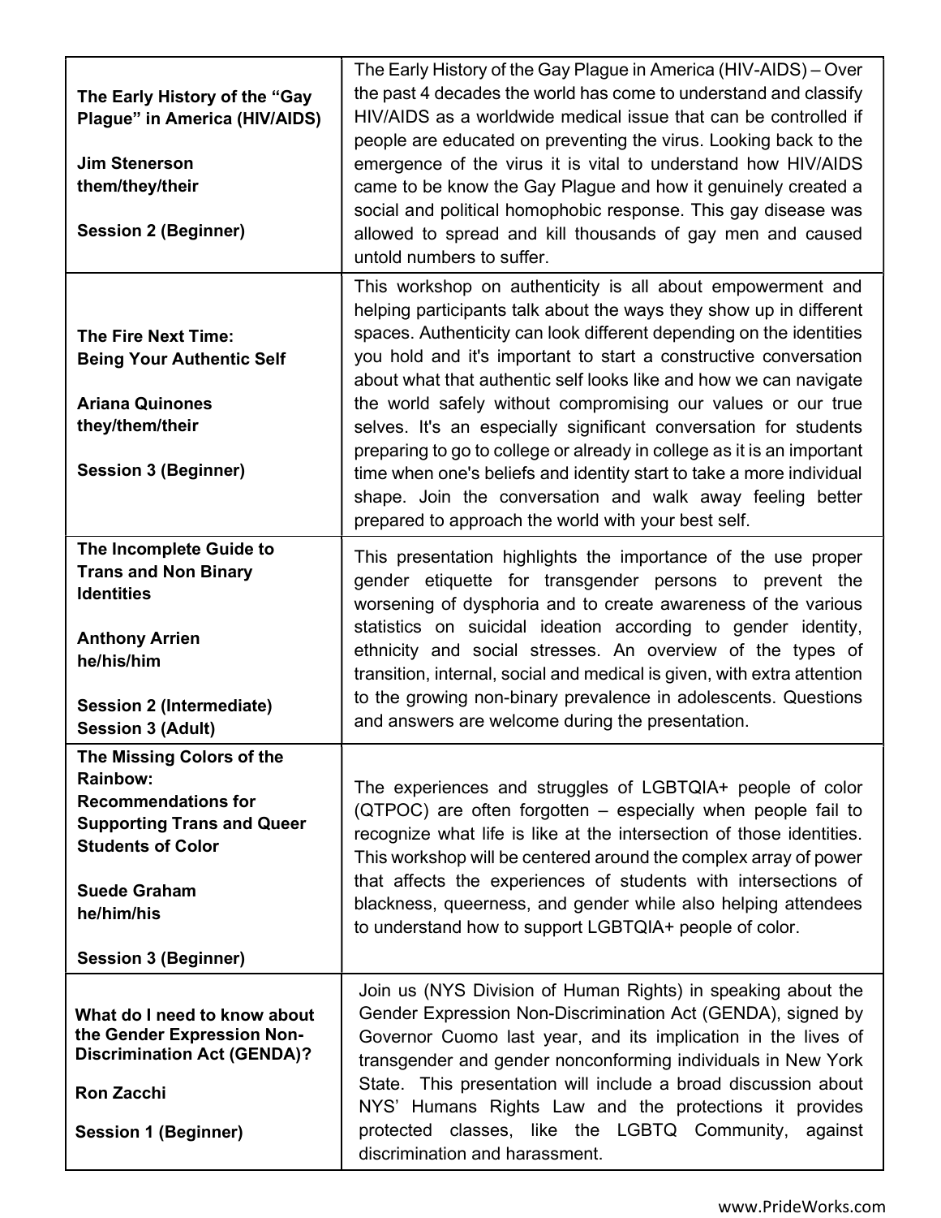| | |
|---|---|
| **The Early History of the "Gay Plague" in America (HIV/AIDS)**<br><br>**Jim Stenerson**<br>**them/they/their**<br><br>**Session 2 (Beginner)** | The Early History of the Gay Plague in America (HIV-AIDS) – Over the past 4 decades the world has come to understand and classify HIV/AIDS as a worldwide medical issue that can be controlled if people are educated on preventing the virus. Looking back to the emergence of the virus it is vital to understand how HIV/AIDS came to be know the Gay Plague and how it genuinely created a social and political homophobic response. This gay disease was allowed to spread and kill thousands of gay men and caused untold numbers to suffer. |
| **The Fire Next Time: Being Your Authentic Self**<br><br>**Ariana Quinones**<br>**they/them/their**<br><br>**Session 3 (Beginner)** | This workshop on authenticity is all about empowerment and helping participants talk about the ways they show up in different spaces. Authenticity can look different depending on the identities you hold and it's important to start a constructive conversation about what that authentic self looks like and how we can navigate the world safely without compromising our values or our true selves. It's an especially significant conversation for students preparing to go to college or already in college as it is an important time when one's beliefs and identity start to take a more individual shape. Join the conversation and walk away feeling better prepared to approach the world with your best self. |
| **The Incomplete Guide to Trans and Non Binary Identities**<br><br>**Anthony Arrien**<br>**he/his/him**<br><br>**Session 2 (Intermediate)**<br>**Session 3 (Adult)** | This presentation highlights the importance of the use proper gender etiquette for transgender persons to prevent the worsening of dysphoria and to create awareness of the various statistics on suicidal ideation according to gender identity, ethnicity and social stresses. An overview of the types of transition, internal, social and medical is given, with extra attention to the growing non-binary prevalence in adolescents. Questions and answers are welcome during the presentation. |
| **The Missing Colors of the Rainbow: Recommendations for Supporting Trans and Queer Students of Color**<br><br>**Suede Graham**<br>**he/him/his**<br><br>**Session 3 (Beginner)** | The experiences and struggles of LGBTQIA+ people of color (QTPOC) are often forgotten – especially when people fail to recognize what life is like at the intersection of those identities. This workshop will be centered around the complex array of power that affects the experiences of students with intersections of blackness, queerness, and gender while also helping attendees to understand how to support LGBTQIA+ people of color. |
| **What do I need to know about the Gender Expression Non-Discrimination Act (GENDA)?**<br><br>**Ron Zacchi**<br><br>**Session 1 (Beginner)** | Join us (NYS Division of Human Rights) in speaking about the Gender Expression Non-Discrimination Act (GENDA), signed by Governor Cuomo last year, and its implication in the lives of transgender and gender nonconforming individuals in New York State. This presentation will include a broad discussion about NYS' Humans Rights Law and the protections it provides protected classes, like the LGBTQ Community, against discrimination and harassment. |

www.PrideWorks.com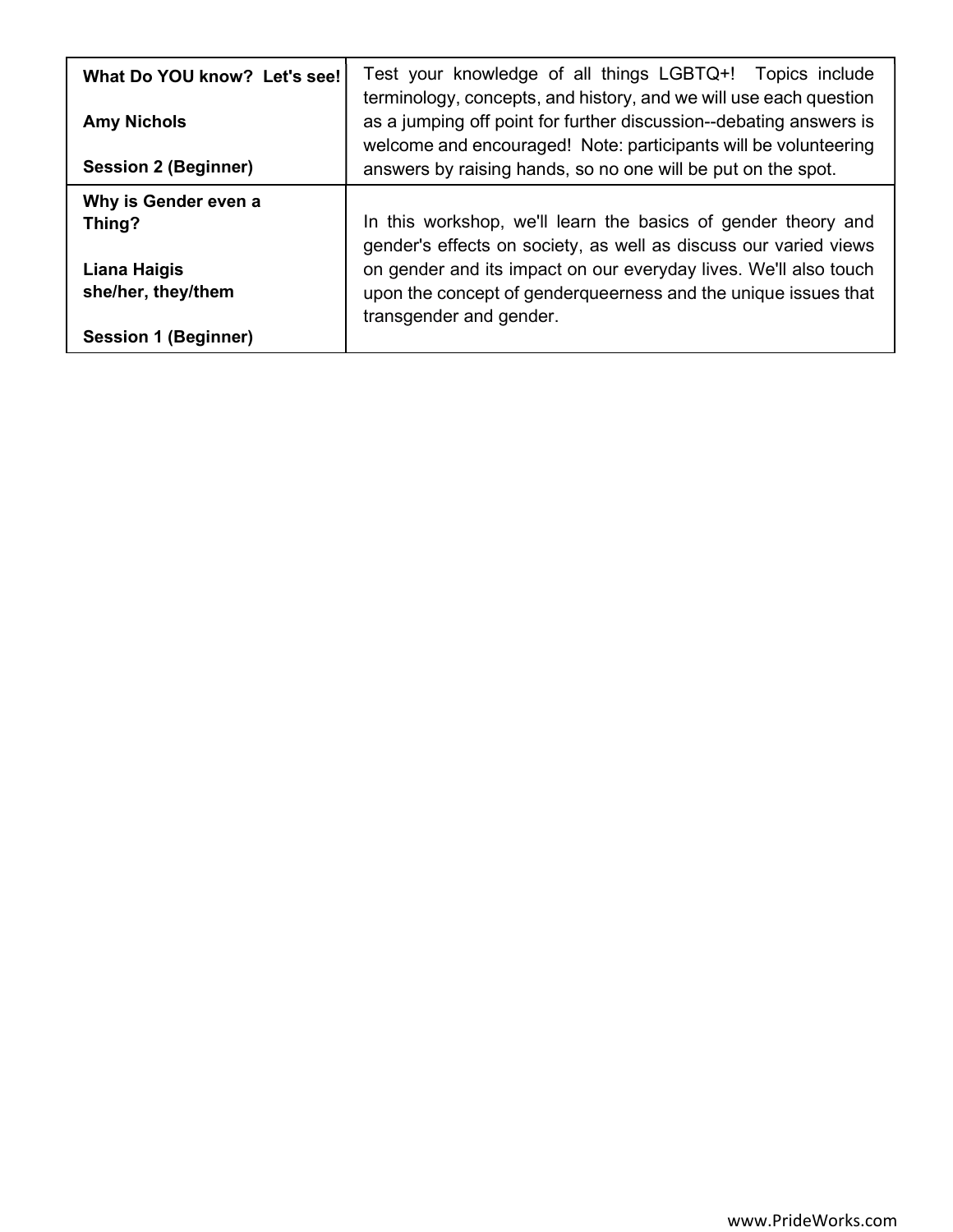| | |
|---|---|
| **What Do YOU know? Let's see!**<br><br>**Amy Nichols**<br><br>**Session 2 (Beginner)** | Test your knowledge of all things LGBTQ+! Topics include terminology, concepts, and history, and we will use each question as a jumping off point for further discussion--debating answers is welcome and encouraged! Note: participants will be volunteering answers by raising hands, so no one will be put on the spot. |
| **Why is Gender even a Thing?**<br><br>**Liana Haigis**<br>**she/her, they/them**<br><br>**Session 1 (Beginner)** | In this workshop, we'll learn the basics of gender theory and gender's effects on society, as well as discuss our varied views on gender and its impact on our everyday lives. We'll also touch upon the concept of genderqueerness and the unique issues that transgender and gender. |

www.PrideWorks.com